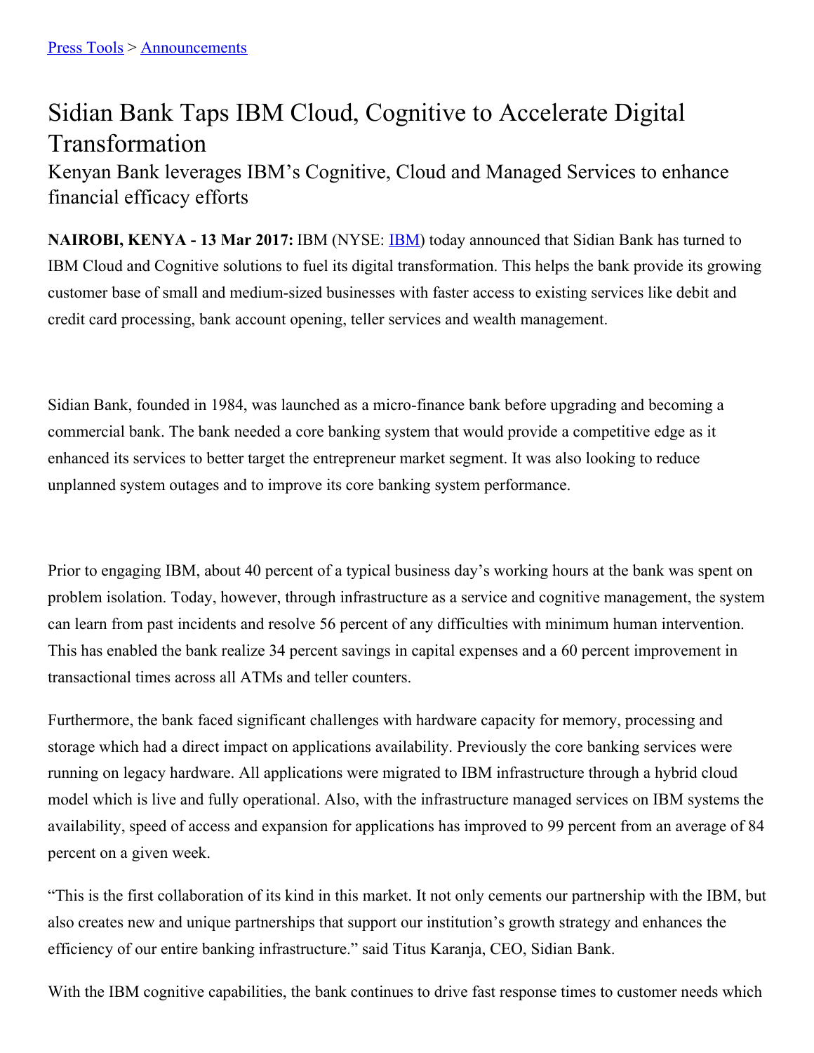[Press Tools](#) > [Announcements](#)

# Sidian Bank Taps IBM Cloud, Cognitive to Accelerate Digital Transformation

## Kenyan Bank leverages IBM's Cognitive, Cloud and Managed Services to enhance financial efficacy efforts

**NAIROBI, KENYA - 13 Mar 2017:** IBM (NYSE: [IBM](#)) today announced that Sidian Bank has turned to IBM Cloud and Cognitive solutions to fuel its digital transformation. This helps the bank provide its growing customer base of small and medium-sized businesses with faster access to existing services like debit and credit card processing, bank account opening, teller services and wealth management.

Sidian Bank, founded in 1984, was launched as a micro-finance bank before upgrading and becoming a commercial bank. The bank needed a core banking system that would provide a competitive edge as it enhanced its services to better target the entrepreneur market segment. It was also looking to reduce unplanned system outages and to improve its core banking system performance.

Prior to engaging IBM, about 40 percent of a typical business day's working hours at the bank was spent on problem isolation. Today, however, through infrastructure as a service and cognitive management, the system can learn from past incidents and resolve 56 percent of any difficulties with minimum human intervention. This has enabled the bank realize 34 percent savings in capital expenses and a 60 percent improvement in transactional times across all ATMs and teller counters.

Furthermore, the bank faced significant challenges with hardware capacity for memory, processing and storage which had a direct impact on applications availability. Previously the core banking services were running on legacy hardware. All applications were migrated to IBM infrastructure through a hybrid cloud model which is live and fully operational. Also, with the infrastructure managed services on IBM systems the availability, speed of access and expansion for applications has improved to 99 percent from an average of 84 percent on a given week.

"This is the first collaboration of its kind in this market. It not only cements our partnership with the IBM, but also creates new and unique partnerships that support our institution's growth strategy and enhances the efficiency of our entire banking infrastructure." said Titus Karanja, CEO, Sidian Bank.

With the IBM cognitive capabilities, the bank continues to drive fast response times to customer needs which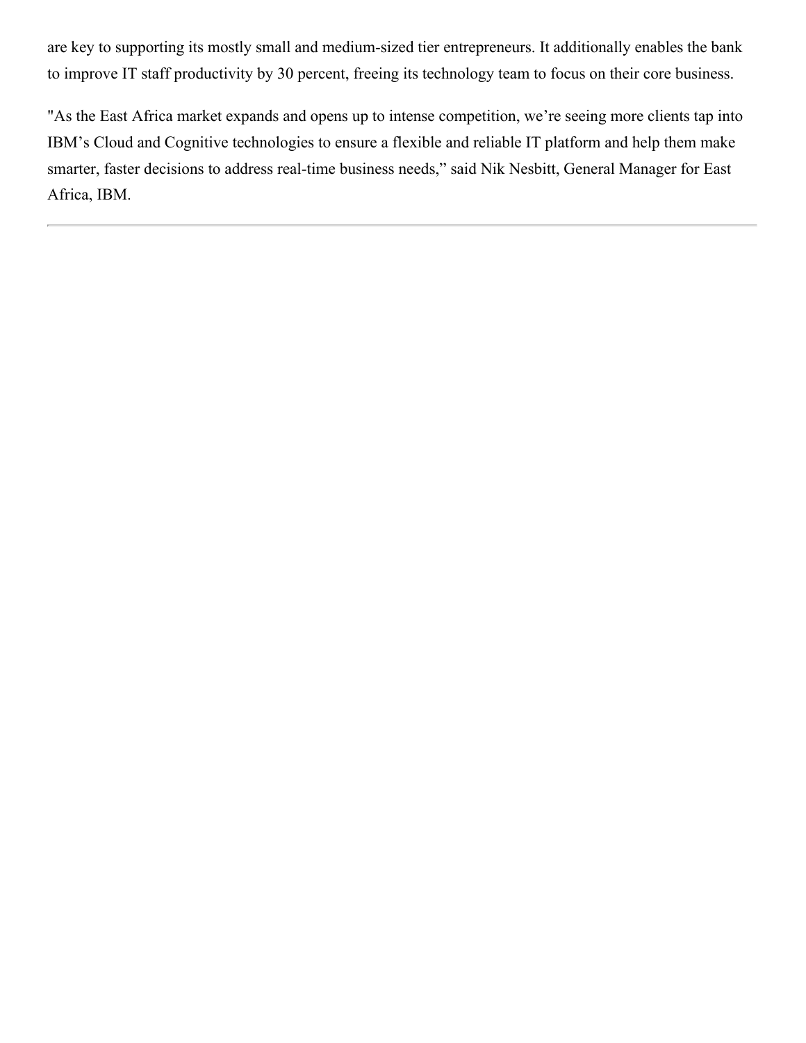are key to supporting its mostly small and medium-sized tier entrepreneurs. It additionally enables the bank to improve IT staff productivity by 30 percent, freeing its technology team to focus on their core business.

"As the East Africa market expands and opens up to intense competition, we’re seeing more clients tap into IBM’s Cloud and Cognitive technologies to ensure a flexible and reliable IT platform and help them make smarter, faster decisions to address real-time business needs,” said Nik Nesbitt, General Manager for East Africa, IBM.

---